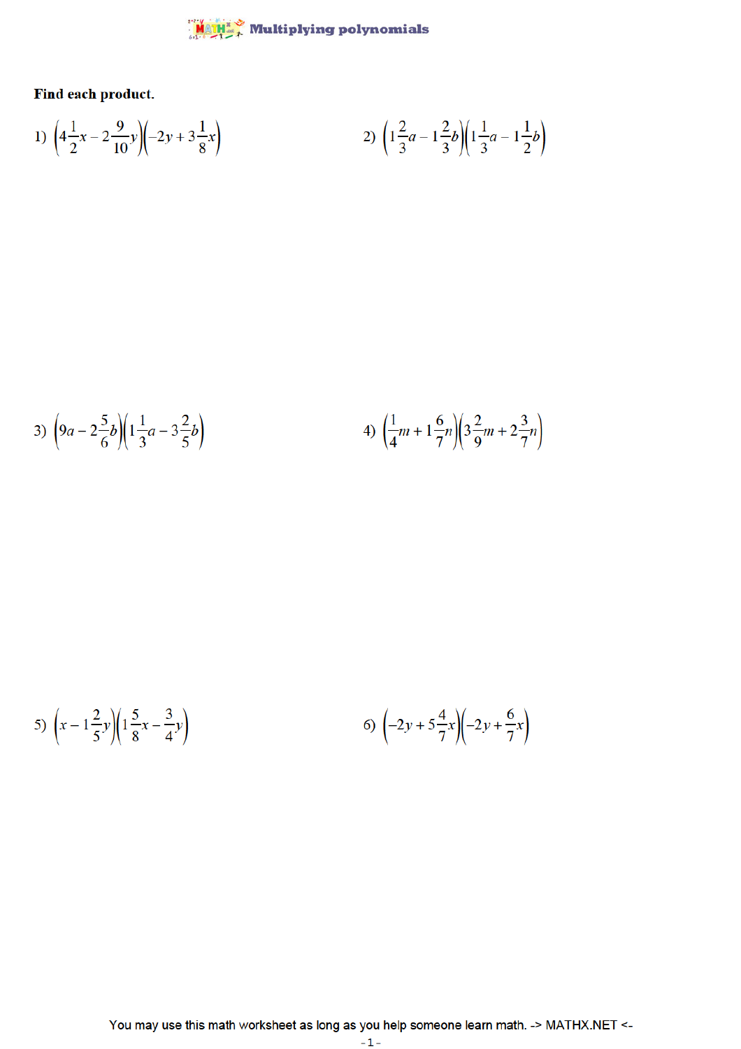# Multiplying polynomials

**Find each product.**

1) $\left(4\frac{1}{2}x - 2\frac{9}{10}y\right)\left(-2y + 3\frac{1}{8}x\right)$

2) $\left(1\frac{2}{3}a - 1\frac{2}{3}b\right)\left(1\frac{1}{3}a - 1\frac{1}{2}b\right)$

3) $\left(9a - 2\frac{5}{6}b\right)\left(1\frac{1}{3}a - 3\frac{2}{5}b\right)$

4) $\left(\frac{1}{4}m + 1\frac{6}{7}n\right)\left(3\frac{2}{9}m + 2\frac{3}{7}n\right)$

5) $\left(x - 1\frac{2}{5}y\right)\left(1\frac{5}{8}x - \frac{3}{4}y\right)$

6) $\left(-2y + 5\frac{4}{7}x\right)\left(-2y + \frac{6}{7}x\right)$

You may use this math worksheet as long as you help someone learn math. -> MATHX.NET <-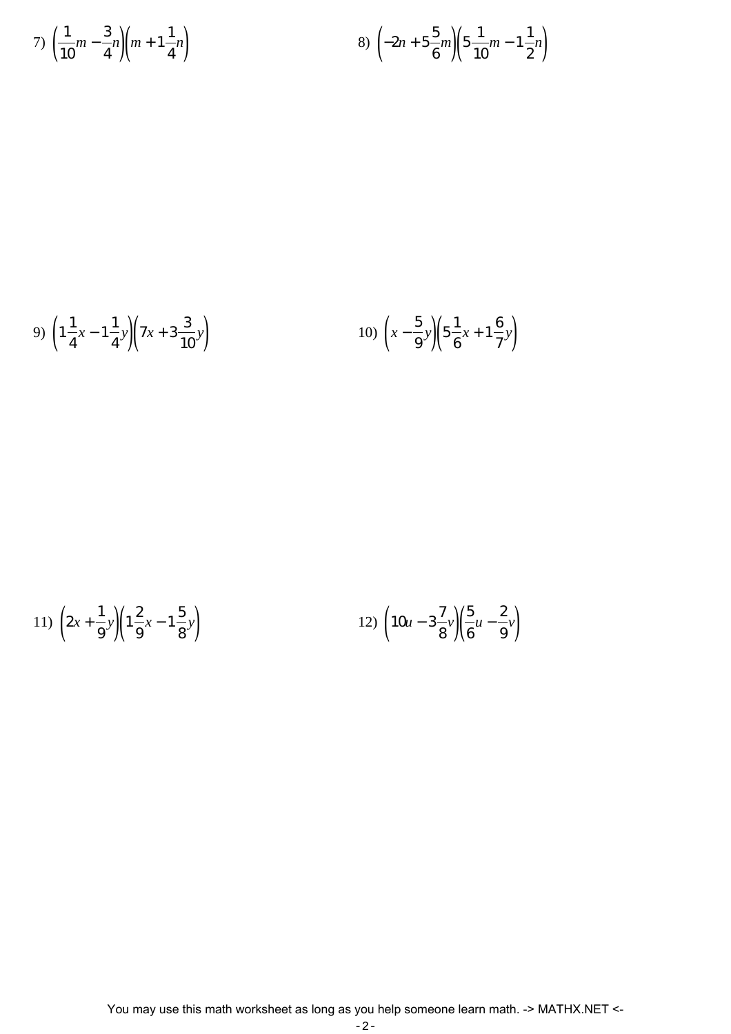7) $\left(\frac{1}{10}m - \frac{3}{4}n\right)\left(m + 1\frac{1}{4}n\right)$

8) $\left(-2n + 5\frac{5}{6}m\right)\left(5\frac{1}{10}m - 1\frac{1}{2}n\right)$

9) $\left(1\frac{1}{4}x - 1\frac{1}{4}y\right)\left(7x + 3\frac{3}{10}y\right)$

10) $\left(x - \frac{5}{9}y\right)\left(5\frac{1}{6}x + 1\frac{6}{7}y\right)$

11) $\left(2x + \frac{1}{9}y\right)\left(1\frac{2}{9}x - 1\frac{5}{8}y\right)$

12) $\left(10u - 3\frac{7}{8}v\right)\left(\frac{5}{6}u - \frac{2}{9}v\right)$

You may use this math worksheet as long as you help someone learn math. -> MATHX.NET <-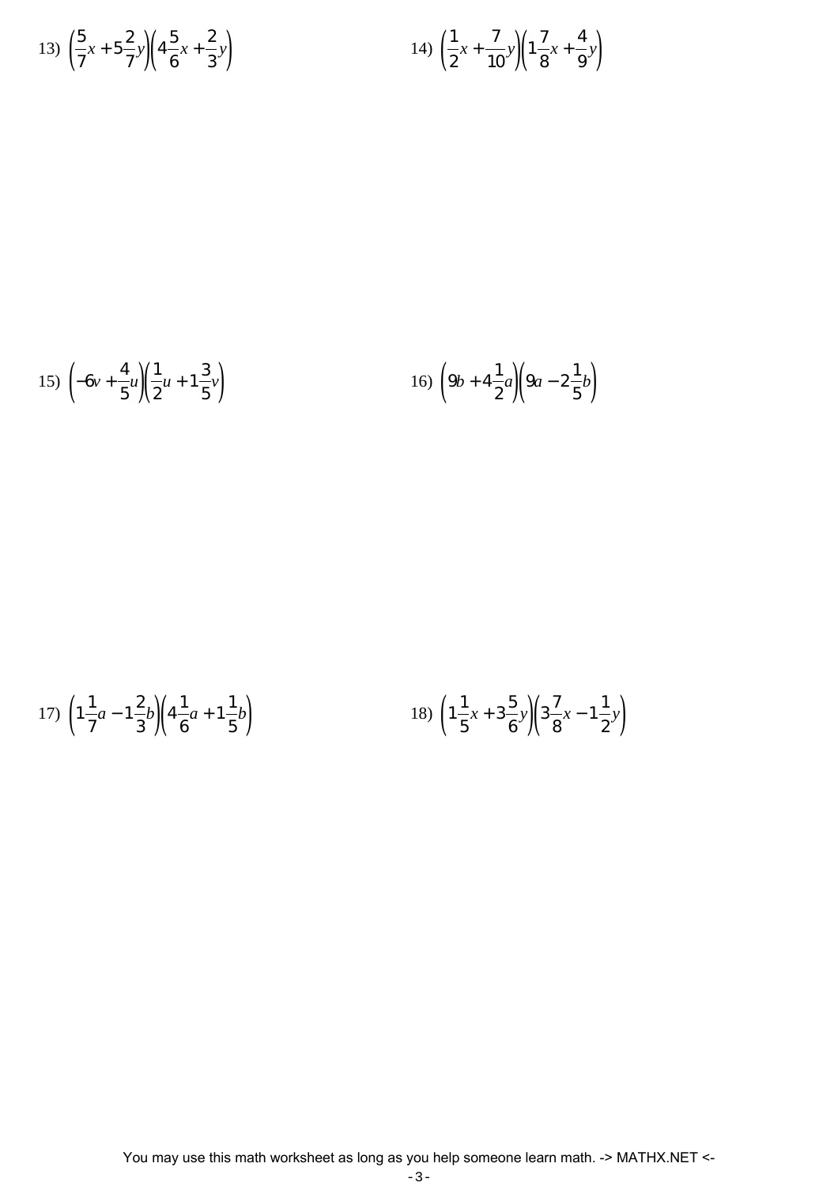13) $\left(\frac{5}{7}x + 5\frac{2}{7}y\right)\left(4\frac{5}{6}x + \frac{2}{3}y\right)$

14) $\left(\frac{1}{2}x + \frac{7}{10}y\right)\left(1\frac{7}{8}x + \frac{4}{9}y\right)$

15) $\left(-6v + \frac{4}{5}u\right)\left(\frac{1}{2}u + 1\frac{3}{5}v\right)$

16) $\left(9b + 4\frac{1}{2}a\right)\left(9a - 2\frac{1}{5}b\right)$

17) $\left(1\frac{1}{7}a - 1\frac{2}{3}b\right)\left(4\frac{1}{6}a + 1\frac{1}{5}b\right)$

18) $\left(1\frac{1}{5}x + 3\frac{5}{6}y\right)\left(3\frac{7}{8}x - 1\frac{1}{2}y\right)$

You may use this math worksheet as long as you help someone learn math. -> MATHX.NET <-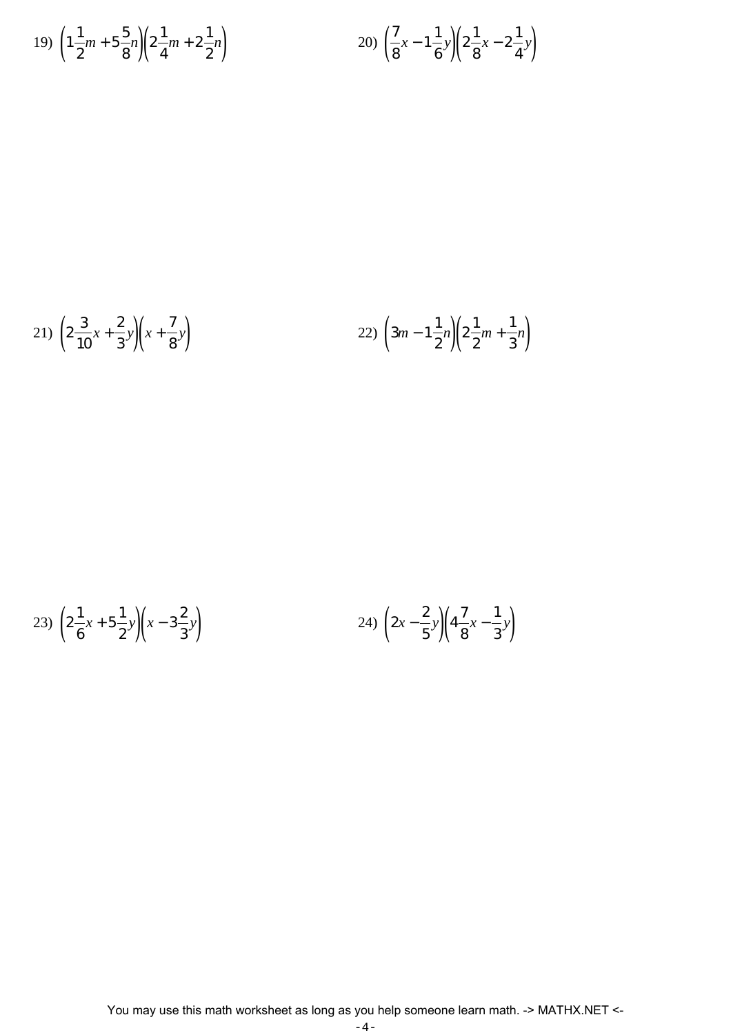19) $\left(1\frac{1}{2}m + 5\frac{5}{8}n\right)\left(2\frac{1}{4}m + 2\frac{1}{2}n\right)$

20) $\left(\frac{7}{8}x - 1\frac{1}{6}y\right)\left(2\frac{1}{8}x - 2\frac{1}{4}y\right)$

21) $\left(2\frac{3}{10}x + \frac{2}{3}y\right)\left(x + \frac{7}{8}y\right)$

22) $\left(3m - 1\frac{1}{2}n\right)\left(2\frac{1}{2}m + \frac{1}{3}n\right)$

23) $\left(2\frac{1}{6}x + 5\frac{1}{2}y\right)\left(x - 3\frac{2}{3}y\right)$

24) $\left(2x - \frac{2}{5}y\right)\left(4\frac{7}{8}x - \frac{1}{3}y\right)$

You may use this math worksheet as long as you help someone learn math. -> MATHX.NET <-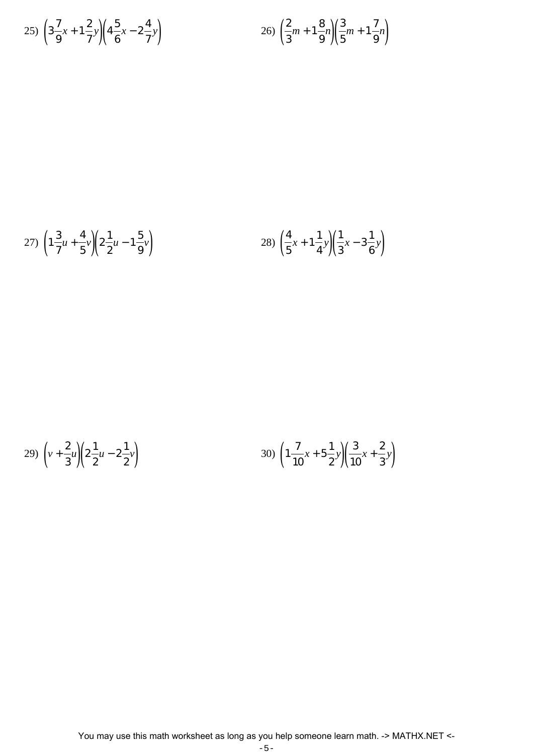25) $\left(3\frac{7}{9}x+1\frac{2}{7}y\right)\left(4\frac{5}{6}x-2\frac{4}{7}y\right)$

26) $\left(\frac{2}{3}m+1\frac{8}{9}n\right)\left(\frac{3}{5}m+1\frac{7}{9}n\right)$

27) $\left(1\frac{3}{7}u+\frac{4}{5}v\right)\left(2\frac{1}{2}u-1\frac{5}{9}v\right)$

28) $\left(\frac{4}{5}x+1\frac{1}{4}y\right)\left(\frac{1}{3}x-3\frac{1}{6}y\right)$

29) $\left(v+\frac{2}{3}u\right)\left(2\frac{1}{2}u-2\frac{1}{2}v\right)$

30) $\left(1\frac{7}{10}x+5\frac{1}{2}y\right)\left(\frac{3}{10}x+\frac{2}{3}y\right)$

You may use this math worksheet as long as you help someone learn math. -> MATHX.NET <-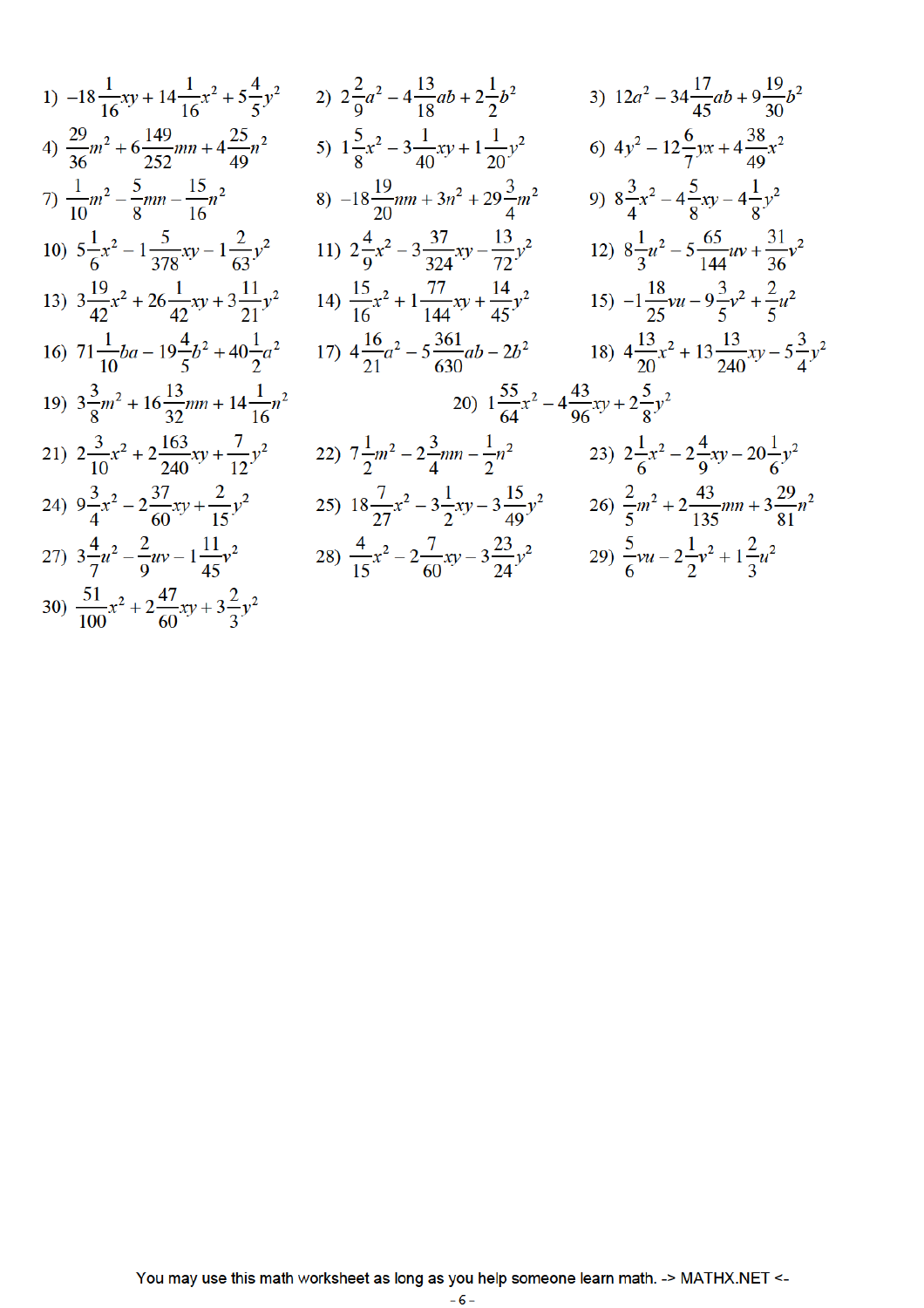1) $-18\frac{1}{16}xy + 14\frac{1}{16}x^2 + 5\frac{4}{5}y^2$

2) $2\frac{2}{9}a^2 - 4\frac{13}{18}ab + 2\frac{1}{2}b^2$

3) $12a^2 - 34\frac{17}{45}ab + 9\frac{19}{30}b^2$

4) $\frac{29}{36}m^2 + 6\frac{149}{252}mn + 4\frac{25}{49}n^2$

5) $1\frac{5}{8}x^2 - 3\frac{1}{40}xy + 1\frac{1}{20}y^2$

6) $4y^2 - 12\frac{6}{7}yx + 4\frac{38}{49}x^2$

7) $\frac{1}{10}m^2 - \frac{5}{8}mn - \frac{15}{16}n^2$

8) $-18\frac{19}{20}nm + 3n^2 + 29\frac{3}{4}m^2$

9) $8\frac{3}{4}x^2 - 4\frac{5}{8}xy - 4\frac{1}{8}y^2$

10) $5\frac{1}{6}x^2 - 1\frac{5}{378}xy - 1\frac{2}{63}y^2$

11) $2\frac{4}{9}x^2 - 3\frac{37}{324}xy - \frac{13}{72}y^2$

12) $8\frac{1}{3}u^2 - 5\frac{65}{144}uv + \frac{31}{36}v^2$

13) $3\frac{19}{42}x^2 + 26\frac{1}{42}xy + 3\frac{11}{21}y^2$

14) $\frac{15}{16}x^2 + 1\frac{77}{144}xy + \frac{14}{45}y^2$

15) $-1\frac{18}{25}vu - 9\frac{3}{5}v^2 + \frac{2}{5}u^2$

16) $71\frac{1}{10}ba - 19\frac{4}{5}b^2 + 40\frac{1}{2}a^2$

17) $4\frac{16}{21}a^2 - 5\frac{361}{630}ab - 2b^2$

18) $4\frac{13}{20}x^2 + 13\frac{13}{240}xy - 5\frac{3}{4}y^2$

19) $3\frac{3}{8}m^2 + 16\frac{13}{32}nm + 14\frac{1}{16}n^2$

20) $1\frac{55}{64}x^2 - 4\frac{43}{96}xy + 2\frac{5}{8}y^2$

21) $2\frac{3}{10}x^2 + 2\frac{163}{240}xy + \frac{7}{12}y^2$

22) $7\frac{1}{2}m^2 - 2\frac{3}{4}mn - \frac{1}{2}n^2$

23) $2\frac{1}{6}x^2 - 2\frac{4}{9}xy - 20\frac{1}{6}y^2$

24) $9\frac{3}{4}x^2 - 2\frac{37}{60}xy + \frac{2}{15}y^2$

25) $18\frac{7}{27}x^2 - 3\frac{1}{2}xy - 3\frac{15}{49}y^2$

26) $\frac{2}{5}m^2 + 2\frac{43}{135}mn + 3\frac{29}{81}n^2$

27) $3\frac{4}{7}u^2 - \frac{2}{9}uv - 1\frac{11}{45}v^2$

28) $\frac{4}{15}x^2 - 2\frac{7}{60}xy - 3\frac{23}{24}y^2$

29) $\frac{5}{6}vu - 2\frac{1}{2}v^2 + 1\frac{2}{3}u^2$

30) $\frac{51}{100}x^2 + 2\frac{47}{60}xy + 3\frac{2}{3}y^2$

You may use this math worksheet as long as you help someone learn math. -> MATHX.NET <-